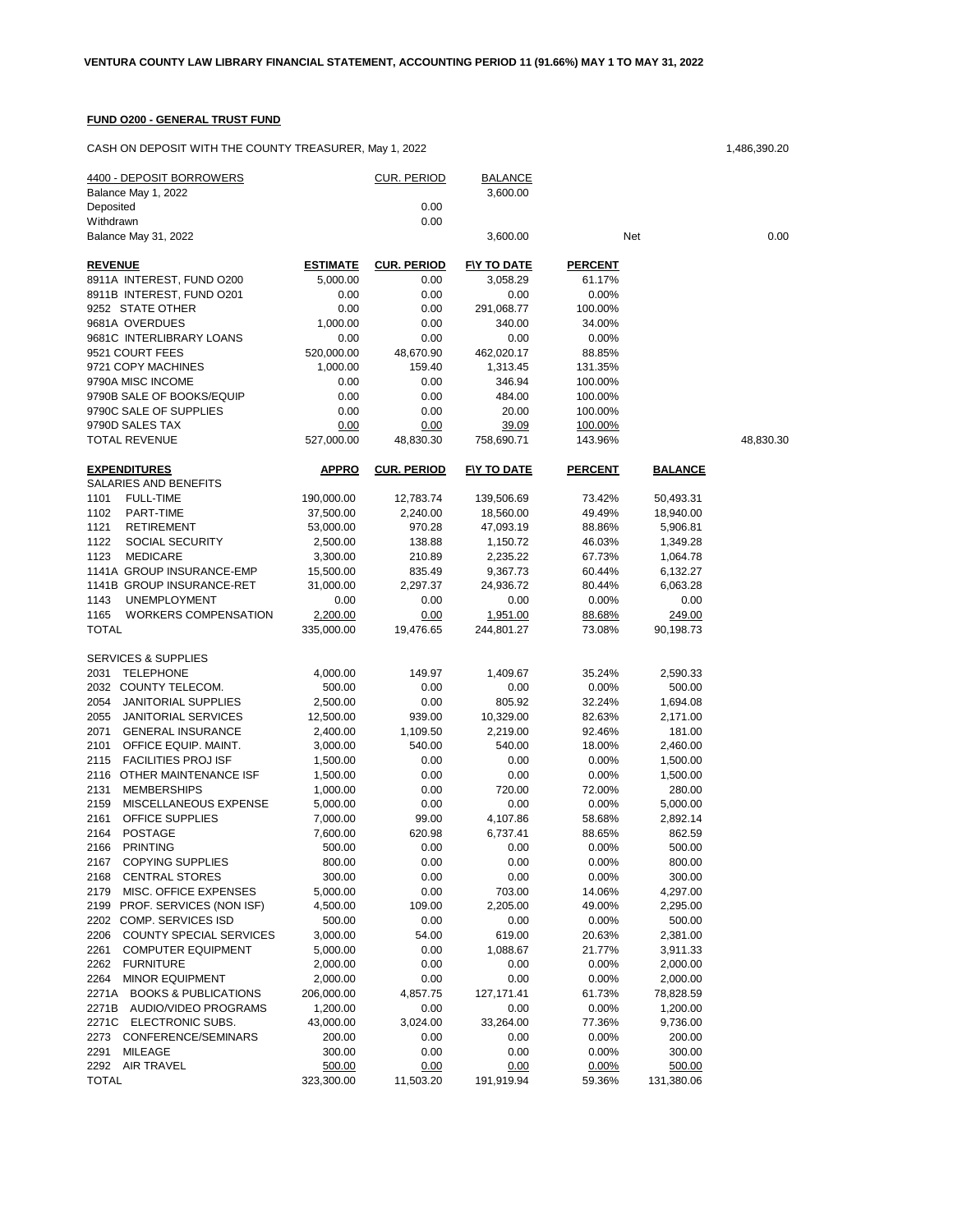**VENTURA COUNTY LAW LIBRARY FINANCIAL STATEMENT, ACCOUNTING PERIOD 11 (91.66%) MAY 1 TO MAY 31, 2022**

**FUND O200 - GENERAL TRUST FUND**

CASH ON DEPOSIT WITH THE COUNTY TREASURER, May 1, 2022 — 1,486,390.20

| 4400 - DEPOSIT BORROWERS | CUR. PERIOD | BALANCE | | |
|---|---|---|---|---|
| Balance May 1, 2022 | | 3,600.00 | | |
| Deposited | 0.00 | | | |
| Withdrawn | 0.00 | | | |
| Balance May 31, 2022 | | 3,600.00 | Net | 0.00 |

| REVENUE | ESTIMATE | CUR. PERIOD | F\Y TO DATE | PERCENT | |
|---|---|---|---|---|---|
| 8911A INTEREST, FUND O200 | 5,000.00 | 0.00 | 3,058.29 | 61.17% | |
| 8911B INTEREST, FUND O201 | 0.00 | 0.00 | 0.00 | 0.00% | |
| 9252 STATE OTHER | 0.00 | 0.00 | 291,068.77 | 100.00% | |
| 9681A OVERDUES | 1,000.00 | 0.00 | 340.00 | 34.00% | |
| 9681C INTERLIBRARY LOANS | 0.00 | 0.00 | 0.00 | 0.00% | |
| 9521 COURT FEES | 520,000.00 | 48,670.90 | 462,020.17 | 88.85% | |
| 9721 COPY MACHINES | 1,000.00 | 159.40 | 1,313.45 | 131.35% | |
| 9790A MISC INCOME | 0.00 | 0.00 | 346.94 | 100.00% | |
| 9790B SALE OF BOOKS/EQUIP | 0.00 | 0.00 | 484.00 | 100.00% | |
| 9790C SALE OF SUPPLIES | 0.00 | 0.00 | 20.00 | 100.00% | |
| 9790D SALES TAX | 0.00 | 0.00 | 39.09 | 100.00% | |
| TOTAL REVENUE | 527,000.00 | 48,830.30 | 758,690.71 | 143.96% | 48,830.30 |

| EXPENDITURES | APPRO | CUR. PERIOD | F\Y TO DATE | PERCENT | BALANCE |
|---|---|---|---|---|---|
| SALARIES AND BENEFITS | | | | | |
| 1101 FULL-TIME | 190,000.00 | 12,783.74 | 139,506.69 | 73.42% | 50,493.31 |
| 1102 PART-TIME | 37,500.00 | 2,240.00 | 18,560.00 | 49.49% | 18,940.00 |
| 1121 RETIREMENT | 53,000.00 | 970.28 | 47,093.19 | 88.86% | 5,906.81 |
| 1122 SOCIAL SECURITY | 2,500.00 | 138.88 | 1,150.72 | 46.03% | 1,349.28 |
| 1123 MEDICARE | 3,300.00 | 210.89 | 2,235.22 | 67.73% | 1,064.78 |
| 1141A GROUP INSURANCE-EMP | 15,500.00 | 835.49 | 9,367.73 | 60.44% | 6,132.27 |
| 1141B GROUP INSURANCE-RET | 31,000.00 | 2,297.37 | 24,936.72 | 80.44% | 6,063.28 |
| 1143 UNEMPLOYMENT | 0.00 | 0.00 | 0.00 | 0.00% | 0.00 |
| 1165 WORKERS COMPENSATION | 2,200.00 | 0.00 | 1,951.00 | 88.68% | 249.00 |
| TOTAL | 335,000.00 | 19,476.65 | 244,801.27 | 73.08% | 90,198.73 |
| | | | | | |
| SERVICES & SUPPLIES | | | | | |
| 2031 TELEPHONE | 4,000.00 | 149.97 | 1,409.67 | 35.24% | 2,590.33 |
| 2032 COUNTY TELECOM. | 500.00 | 0.00 | 0.00 | 0.00% | 500.00 |
| 2054 JANITORIAL SUPPLIES | 2,500.00 | 0.00 | 805.92 | 32.24% | 1,694.08 |
| 2055 JANITORIAL SERVICES | 12,500.00 | 939.00 | 10,329.00 | 82.63% | 2,171.00 |
| 2071 GENERAL INSURANCE | 2,400.00 | 1,109.50 | 2,219.00 | 92.46% | 181.00 |
| 2101 OFFICE EQUIP. MAINT. | 3,000.00 | 540.00 | 540.00 | 18.00% | 2,460.00 |
| 2115 FACILITIES PROJ ISF | 1,500.00 | 0.00 | 0.00 | 0.00% | 1,500.00 |
| 2116 OTHER MAINTENANCE ISF | 1,500.00 | 0.00 | 0.00 | 0.00% | 1,500.00 |
| 2131 MEMBERSHIPS | 1,000.00 | 0.00 | 720.00 | 72.00% | 280.00 |
| 2159 MISCELLANEOUS EXPENSE | 5,000.00 | 0.00 | 0.00 | 0.00% | 5,000.00 |
| 2161 OFFICE SUPPLIES | 7,000.00 | 99.00 | 4,107.86 | 58.68% | 2,892.14 |
| 2164 POSTAGE | 7,600.00 | 620.98 | 6,737.41 | 88.65% | 862.59 |
| 2166 PRINTING | 500.00 | 0.00 | 0.00 | 0.00% | 500.00 |
| 2167 COPYING SUPPLIES | 800.00 | 0.00 | 0.00 | 0.00% | 800.00 |
| 2168 CENTRAL STORES | 300.00 | 0.00 | 0.00 | 0.00% | 300.00 |
| 2179 MISC. OFFICE EXPENSES | 5,000.00 | 0.00 | 703.00 | 14.06% | 4,297.00 |
| 2199 PROF. SERVICES (NON ISF) | 4,500.00 | 109.00 | 2,205.00 | 49.00% | 2,295.00 |
| 2202 COMP. SERVICES ISD | 500.00 | 0.00 | 0.00 | 0.00% | 500.00 |
| 2206 COUNTY SPECIAL SERVICES | 3,000.00 | 54.00 | 619.00 | 20.63% | 2,381.00 |
| 2261 COMPUTER EQUIPMENT | 5,000.00 | 0.00 | 1,088.67 | 21.77% | 3,911.33 |
| 2262 FURNITURE | 2,000.00 | 0.00 | 0.00 | 0.00% | 2,000.00 |
| 2264 MINOR EQUIPMENT | 2,000.00 | 0.00 | 0.00 | 0.00% | 2,000.00 |
| 2271A BOOKS & PUBLICATIONS | 206,000.00 | 4,857.75 | 127,171.41 | 61.73% | 78,828.59 |
| 2271B AUDIO/VIDEO PROGRAMS | 1,200.00 | 0.00 | 0.00 | 0.00% | 1,200.00 |
| 2271C ELECTRONIC SUBS. | 43,000.00 | 3,024.00 | 33,264.00 | 77.36% | 9,736.00 |
| 2273 CONFERENCE/SEMINARS | 200.00 | 0.00 | 0.00 | 0.00% | 200.00 |
| 2291 MILEAGE | 300.00 | 0.00 | 0.00 | 0.00% | 300.00 |
| 2292 AIR TRAVEL | 500.00 | 0.00 | 0.00 | 0.00% | 500.00 |
| TOTAL | 323,300.00 | 11,503.20 | 191,919.94 | 59.36% | 131,380.06 |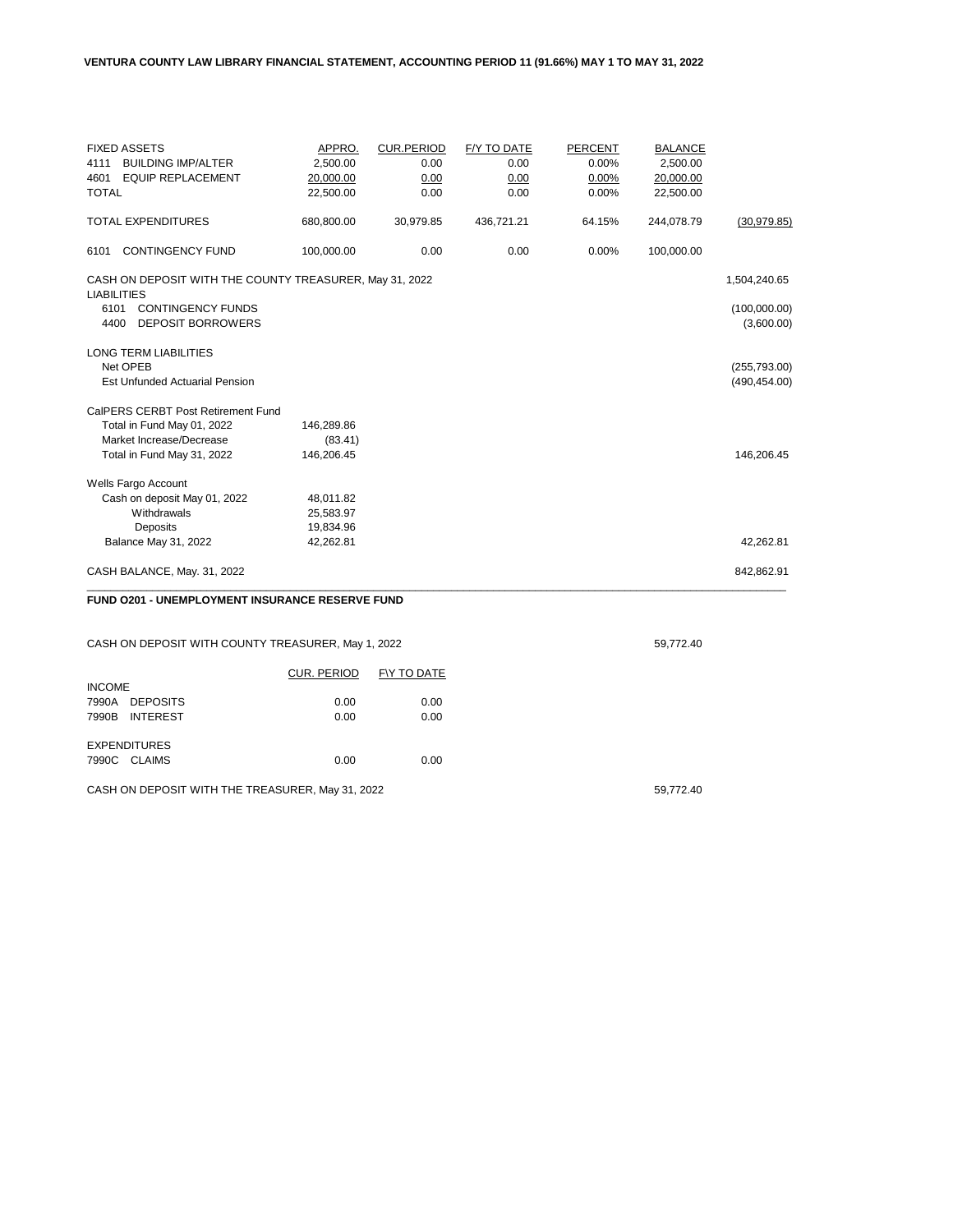**VENTURA COUNTY LAW LIBRARY FINANCIAL STATEMENT, ACCOUNTING PERIOD 11 (91.66%) MAY 1 TO MAY 31, 2022**

| FIXED ASSETS | APPRO. | CUR.PERIOD | F/Y TO DATE | PERCENT | BALANCE | |
|---|---|---|---|---|---|---|
| 4111 BUILDING IMP/ALTER | 2,500.00 | 0.00 | 0.00 | 0.00% | 2,500.00 | |
| 4601 EQUIP REPLACEMENT | 20,000.00 | 0.00 | 0.00 | 0.00% | 20,000.00 | |
| TOTAL | 22,500.00 | 0.00 | 0.00 | 0.00% | 22,500.00 | |
| TOTAL EXPENDITURES | 680,800.00 | 30,979.85 | 436,721.21 | 64.15% | 244,078.79 | (30,979.85) |
| 6101 CONTINGENCY FUND | 100,000.00 | 0.00 | 0.00 | 0.00% | 100,000.00 | |

| | | |
|---|---|---|
| CASH ON DEPOSIT WITH THE COUNTY TREASURER, May 31, 2022 | | 1,504,240.65 |
| LIABILITIES | | |
| 6101 CONTINGENCY FUNDS | | (100,000.00) |
| 4400 DEPOSIT BORROWERS | | (3,600.00) |
| LONG TERM LIABILITIES | | |
| Net OPEB | | (255,793.00) |
| Est Unfunded Actuarial Pension | | (490,454.00) |
| CalPERS CERBT Post Retirement Fund | | |
| Total in Fund May 01, 2022 | 146,289.86 | |
| Market Increase/Decrease | (83.41) | |
| Total in Fund May 31, 2022 | 146,206.45 | 146,206.45 |
| Wells Fargo Account | | |
| Cash on deposit May 01, 2022 | 48,011.82 | |
| Withdrawals | 25,583.97 | |
| Deposits | 19,834.96 | |
| Balance May 31, 2022 | 42,262.81 | 42,262.81 |
| CASH BALANCE, May. 31, 2022 | | 842,862.91 |

**FUND O201 - UNEMPLOYMENT INSURANCE RESERVE FUND**

CASH ON DEPOSIT WITH COUNTY TREASURER, May 1, 2022 59,772.40

| | CUR. PERIOD | F\Y TO DATE |
|---|---|---|
| INCOME | | |
| 7990A DEPOSITS | 0.00 | 0.00 |
| 7990B INTEREST | 0.00 | 0.00 |
| EXPENDITURES | | |
| 7990C CLAIMS | 0.00 | 0.00 |

CASH ON DEPOSIT WITH THE TREASURER, May 31, 2022 59,772.40